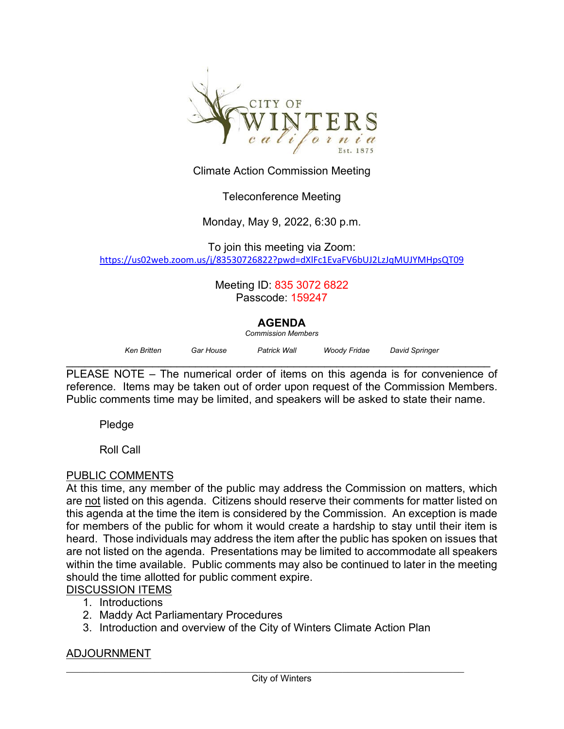CITY OF WINTERS
california
Est. 1875

Climate Action Commission Meeting

Teleconference Meeting

Monday, May 9, 2022, 6:30 p.m.

To join this meeting via Zoom:
https://us02web.zoom.us/j/83530726822?pwd=dXlFc1EvaFV6bUJ2LzJqMUJYMHpsQT09

Meeting ID: 835 3072 6822
Passcode: 159247

## AGENDA

*Commission Members*

*Ken Britten* *Gar House* *Patrick Wall* *Woody Fridae* *David Springer*

---

PLEASE NOTE – The numerical order of items on this agenda is for convenience of reference. Items may be taken out of order upon request of the Commission Members. Public comments time may be limited, and speakers will be asked to state their name.

Pledge

Roll Call

PUBLIC COMMENTS

At this time, any member of the public may address the Commission on matters, which are not listed on this agenda. Citizens should reserve their comments for matter listed on this agenda at the time the item is considered by the Commission. An exception is made for members of the public for whom it would create a hardship to stay until their item is heard. Those individuals may address the item after the public has spoken on issues that are not listed on the agenda. Presentations may be limited to accommodate all speakers within the time available. Public comments may also be continued to later in the meeting should the time allotted for public comment expire.

DISCUSSION ITEMS

1. Introductions
2. Maddy Act Parliamentary Procedures
3. Introduction and overview of the City of Winters Climate Action Plan

ADJOURNMENT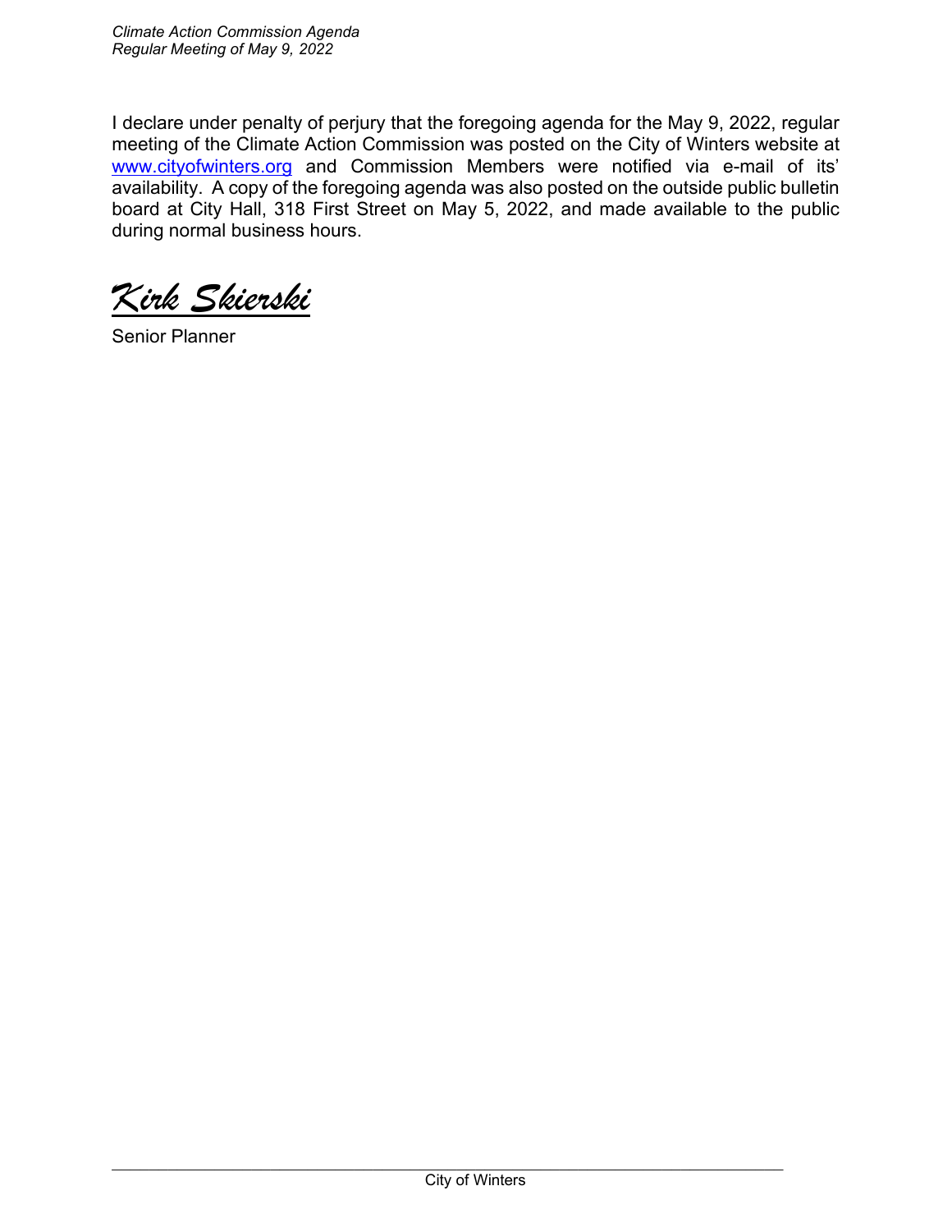I declare under penalty of perjury that the foregoing agenda for the May 9, 2022, regular meeting of the Climate Action Commission was posted on the City of Winters website at [www.cityofwinters.org](http://www.cityofwinters.org) and Commission Members were notified via e-mail of its' availability. A copy of the foregoing agenda was also posted on the outside public bulletin board at City Hall, 318 First Street on May 5, 2022, and made available to the public during normal business hours.

*Kirk Skierski*

Senior Planner